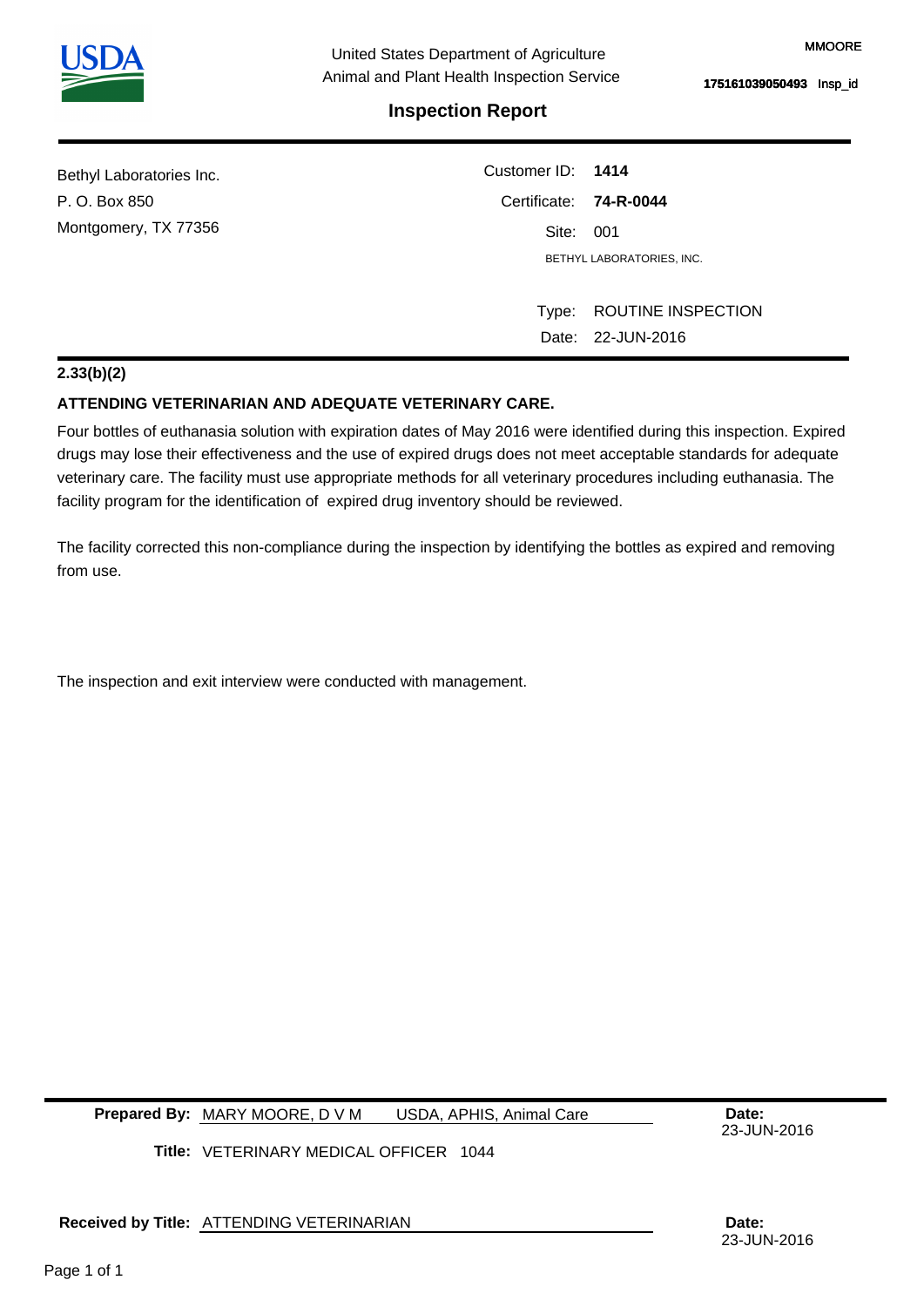MMOORE

175161039050493 Insp_id

United States Department of Agriculture
Animal and Plant Health Inspection Service

# Inspection Report

Bethyl Laboratories Inc.
P. O. Box 850
Montgomery, TX 77356

Customer ID: **1414**
Certificate: **74-R-0044**
Site: 001
BETHYL LABORATORIES, INC.

Type: ROUTINE INSPECTION
Date: 22-JUN-2016

**2.33(b)(2)**

**ATTENDING VETERINARIAN AND ADEQUATE VETERINARY CARE.**

Four bottles of euthanasia solution with expiration dates of May 2016 were identified during this inspection. Expired drugs may lose their effectiveness and the use of expired drugs does not meet acceptable standards for adequate veterinary care. The facility must use appropriate methods for all veterinary procedures including euthanasia. The facility program for the identification of expired drug inventory should be reviewed.

The facility corrected this non-compliance during the inspection by identifying the bottles as expired and removing from use.

The inspection and exit interview were conducted with management.

**Prepared By:** MARY MOORE, D V M USDA, APHIS, Animal Care **Date:** 23-JUN-2016

**Title:** VETERINARY MEDICAL OFFICER 1044

**Received by Title:** ATTENDING VETERINARIAN **Date:** 23-JUN-2016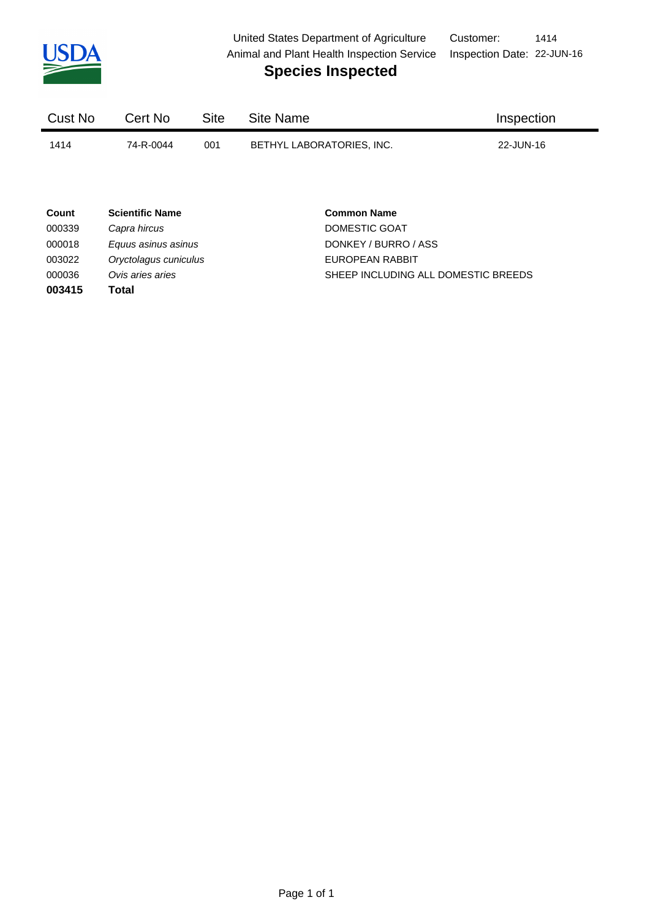USDA

United States Department of Agriculture
Animal and Plant Health Inspection Service

Customer: 1414
Inspection Date: 22-JUN-16

# Species Inspected

| Cust No | Cert No | Site | Site Name | Inspection |
|---|---|---|---|---|
| 1414 | 74-R-0044 | 001 | BETHYL LABORATORIES, INC. | 22-JUN-16 |

| Count | Scientific Name | Common Name |
|---|---|---|
| 000339 | *Capra hircus* | DOMESTIC GOAT |
| 000018 | *Equus asinus asinus* | DONKEY / BURRO / ASS |
| 003022 | *Oryctolagus cuniculus* | EUROPEAN RABBIT |
| 000036 | *Ovis aries aries* | SHEEP INCLUDING ALL DOMESTIC BREEDS |
| **003415** | **Total** | |